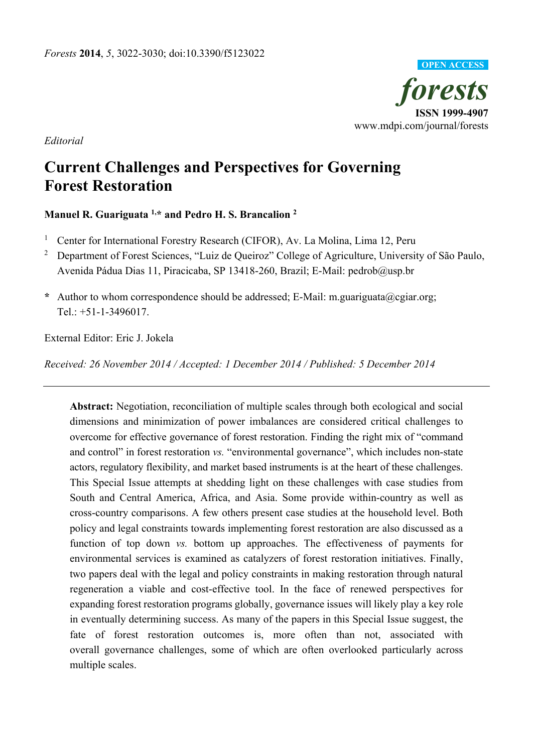*Editorial*

# Current Challenges and Perspectives for Governing Forest Restoration

**Manuel R. Guariguata [1,*] and Pedro H. S. Brancalion [2]**

[1] Center for International Forestry Research (CIFOR), Av. La Molina, Lima 12, Peru

[2] Department of Forest Sciences, "Luiz de Queiroz" College of Agriculture, University of São Paulo, Avenida Pádua Dias 11, Piracicaba, SP 13418-260, Brazil; E-Mail: pedrob@usp.br

**\*** Author to whom correspondence should be addressed; E-Mail: m.guariguata@cgiar.org; Tel.: +51-1-3496017.

External Editor: Eric J. Jokela

*Received: 26 November 2014 / Accepted: 1 December 2014 / Published: 5 December 2014*

---

**Abstract:** Negotiation, reconciliation of multiple scales through both ecological and social dimensions and minimization of power imbalances are considered critical challenges to overcome for effective governance of forest restoration. Finding the right mix of "command and control" in forest restoration *vs.* "environmental governance", which includes non-state actors, regulatory flexibility, and market based instruments is at the heart of these challenges. This Special Issue attempts at shedding light on these challenges with case studies from South and Central America, Africa, and Asia. Some provide within-country as well as cross-country comparisons. A few others present case studies at the household level. Both policy and legal constraints towards implementing forest restoration are also discussed as a function of top down *vs.* bottom up approaches. The effectiveness of payments for environmental services is examined as catalyzers of forest restoration initiatives. Finally, two papers deal with the legal and policy constraints in making restoration through natural regeneration a viable and cost-effective tool. In the face of renewed perspectives for expanding forest restoration programs globally, governance issues will likely play a key role in eventually determining success. As many of the papers in this Special Issue suggest, the fate of forest restoration outcomes is, more often than not, associated with overall governance challenges, some of which are often overlooked particularly across multiple scales.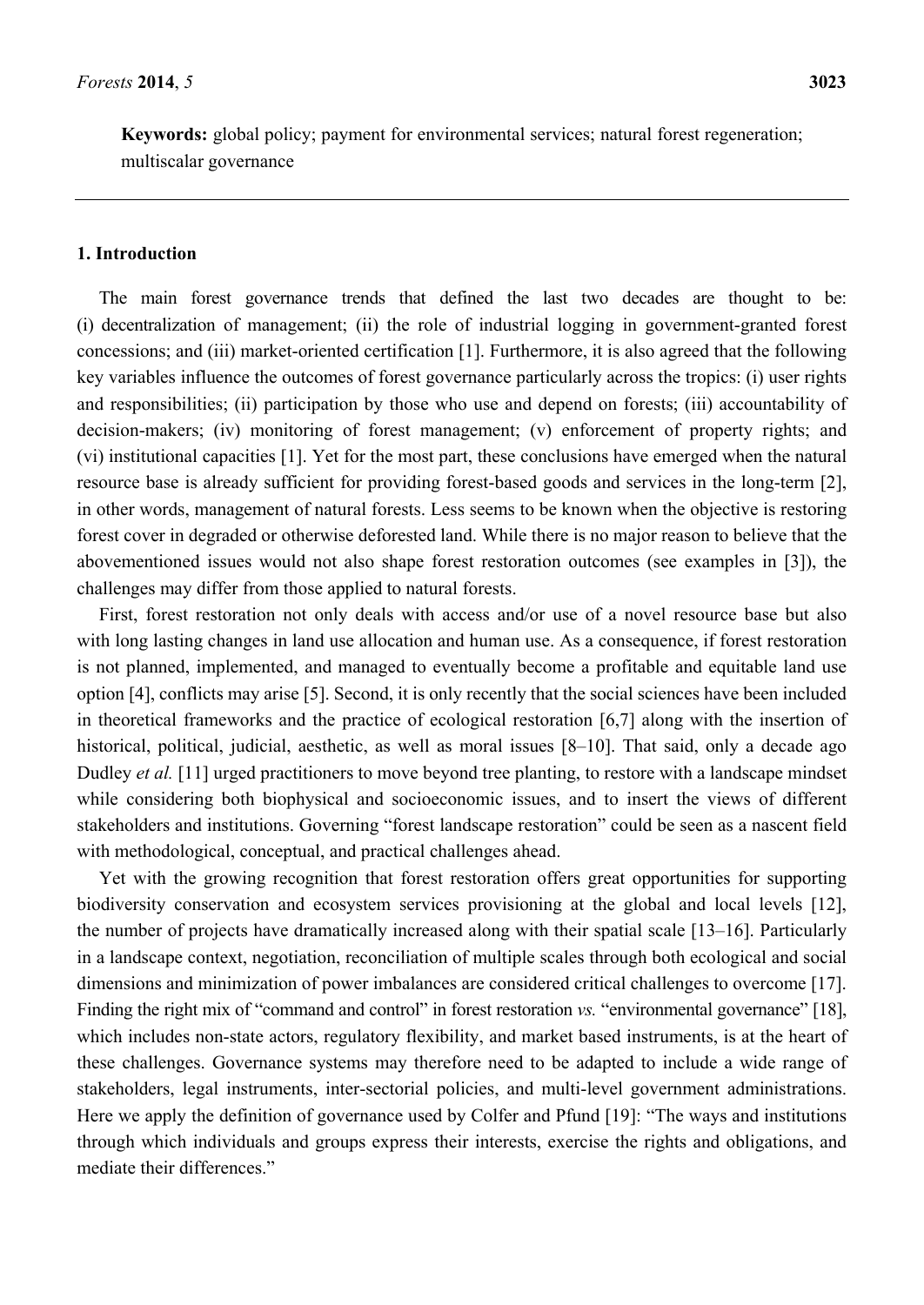**Keywords:** global policy; payment for environmental services; natural forest regeneration; multiscalar governance

## 1. Introduction

The main forest governance trends that defined the last two decades are thought to be: (i) decentralization of management; (ii) the role of industrial logging in government-granted forest concessions; and (iii) market-oriented certification [1]. Furthermore, it is also agreed that the following key variables influence the outcomes of forest governance particularly across the tropics: (i) user rights and responsibilities; (ii) participation by those who use and depend on forests; (iii) accountability of decision-makers; (iv) monitoring of forest management; (v) enforcement of property rights; and (vi) institutional capacities [1]. Yet for the most part, these conclusions have emerged when the natural resource base is already sufficient for providing forest-based goods and services in the long-term [2], in other words, management of natural forests. Less seems to be known when the objective is restoring forest cover in degraded or otherwise deforested land. While there is no major reason to believe that the abovementioned issues would not also shape forest restoration outcomes (see examples in [3]), the challenges may differ from those applied to natural forests.

First, forest restoration not only deals with access and/or use of a novel resource base but also with long lasting changes in land use allocation and human use. As a consequence, if forest restoration is not planned, implemented, and managed to eventually become a profitable and equitable land use option [4], conflicts may arise [5]. Second, it is only recently that the social sciences have been included in theoretical frameworks and the practice of ecological restoration [6,7] along with the insertion of historical, political, judicial, aesthetic, as well as moral issues [8–10]. That said, only a decade ago Dudley *et al.* [11] urged practitioners to move beyond tree planting, to restore with a landscape mindset while considering both biophysical and socioeconomic issues, and to insert the views of different stakeholders and institutions. Governing "forest landscape restoration" could be seen as a nascent field with methodological, conceptual, and practical challenges ahead.

Yet with the growing recognition that forest restoration offers great opportunities for supporting biodiversity conservation and ecosystem services provisioning at the global and local levels [12], the number of projects have dramatically increased along with their spatial scale [13–16]. Particularly in a landscape context, negotiation, reconciliation of multiple scales through both ecological and social dimensions and minimization of power imbalances are considered critical challenges to overcome [17]. Finding the right mix of "command and control" in forest restoration *vs.* "environmental governance" [18], which includes non-state actors, regulatory flexibility, and market based instruments, is at the heart of these challenges. Governance systems may therefore need to be adapted to include a wide range of stakeholders, legal instruments, inter-sectorial policies, and multi-level government administrations. Here we apply the definition of governance used by Colfer and Pfund [19]: "The ways and institutions through which individuals and groups express their interests, exercise the rights and obligations, and mediate their differences."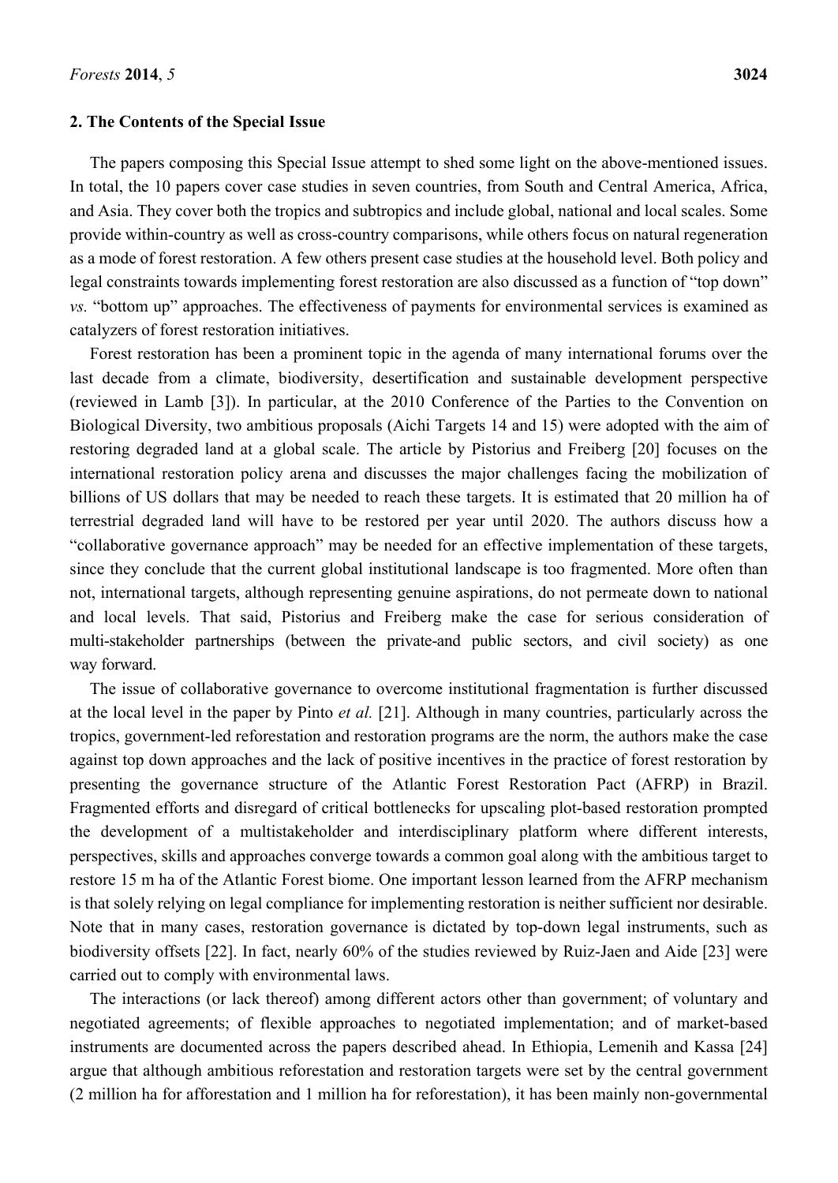## 2. The Contents of the Special Issue

The papers composing this Special Issue attempt to shed some light on the above-mentioned issues. In total, the 10 papers cover case studies in seven countries, from South and Central America, Africa, and Asia. They cover both the tropics and subtropics and include global, national and local scales. Some provide within-country as well as cross-country comparisons, while others focus on natural regeneration as a mode of forest restoration. A few others present case studies at the household level. Both policy and legal constraints towards implementing forest restoration are also discussed as a function of "top down" *vs.* "bottom up" approaches. The effectiveness of payments for environmental services is examined as catalyzers of forest restoration initiatives.

Forest restoration has been a prominent topic in the agenda of many international forums over the last decade from a climate, biodiversity, desertification and sustainable development perspective (reviewed in Lamb [3]). In particular, at the 2010 Conference of the Parties to the Convention on Biological Diversity, two ambitious proposals (Aichi Targets 14 and 15) were adopted with the aim of restoring degraded land at a global scale. The article by Pistorius and Freiberg [20] focuses on the international restoration policy arena and discusses the major challenges facing the mobilization of billions of US dollars that may be needed to reach these targets. It is estimated that 20 million ha of terrestrial degraded land will have to be restored per year until 2020. The authors discuss how a "collaborative governance approach" may be needed for an effective implementation of these targets, since they conclude that the current global institutional landscape is too fragmented. More often than not, international targets, although representing genuine aspirations, do not permeate down to national and local levels. That said, Pistorius and Freiberg make the case for serious consideration of multi-stakeholder partnerships (between the private-and public sectors, and civil society) as one way forward.

The issue of collaborative governance to overcome institutional fragmentation is further discussed at the local level in the paper by Pinto *et al.* [21]. Although in many countries, particularly across the tropics, government-led reforestation and restoration programs are the norm, the authors make the case against top down approaches and the lack of positive incentives in the practice of forest restoration by presenting the governance structure of the Atlantic Forest Restoration Pact (AFRP) in Brazil. Fragmented efforts and disregard of critical bottlenecks for upscaling plot-based restoration prompted the development of a multistakeholder and interdisciplinary platform where different interests, perspectives, skills and approaches converge towards a common goal along with the ambitious target to restore 15 m ha of the Atlantic Forest biome. One important lesson learned from the AFRP mechanism is that solely relying on legal compliance for implementing restoration is neither sufficient nor desirable. Note that in many cases, restoration governance is dictated by top-down legal instruments, such as biodiversity offsets [22]. In fact, nearly 60% of the studies reviewed by Ruiz-Jaen and Aide [23] were carried out to comply with environmental laws.

The interactions (or lack thereof) among different actors other than government; of voluntary and negotiated agreements; of flexible approaches to negotiated implementation; and of market-based instruments are documented across the papers described ahead. In Ethiopia, Lemenih and Kassa [24] argue that although ambitious reforestation and restoration targets were set by the central government (2 million ha for afforestation and 1 million ha for reforestation), it has been mainly non-governmental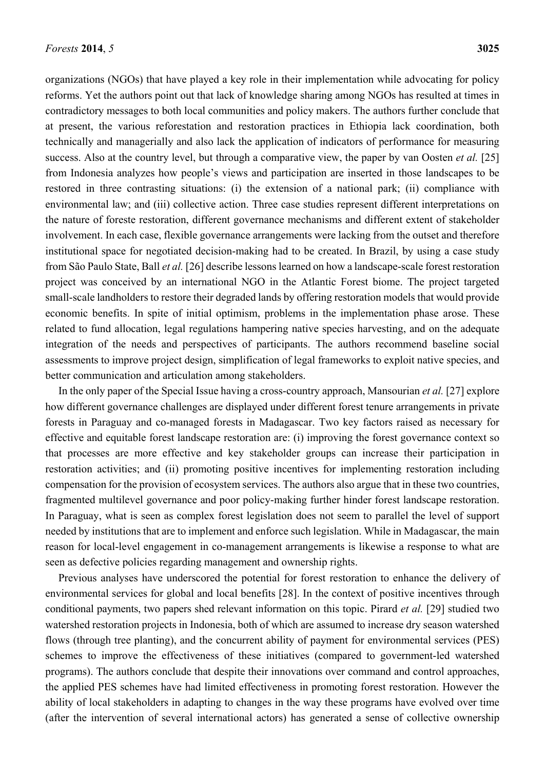organizations (NGOs) that have played a key role in their implementation while advocating for policy reforms. Yet the authors point out that lack of knowledge sharing among NGOs has resulted at times in contradictory messages to both local communities and policy makers. The authors further conclude that at present, the various reforestation and restoration practices in Ethiopia lack coordination, both technically and managerially and also lack the application of indicators of performance for measuring success. Also at the country level, but through a comparative view, the paper by van Oosten *et al.* [25] from Indonesia analyzes how people's views and participation are inserted in those landscapes to be restored in three contrasting situations: (i) the extension of a national park; (ii) compliance with environmental law; and (iii) collective action. Three case studies represent different interpretations on the nature of foreste restoration, different governance mechanisms and different extent of stakeholder involvement. In each case, flexible governance arrangements were lacking from the outset and therefore institutional space for negotiated decision-making had to be created. In Brazil, by using a case study from São Paulo State, Ball *et al.* [26] describe lessons learned on how a landscape-scale forest restoration project was conceived by an international NGO in the Atlantic Forest biome. The project targeted small-scale landholders to restore their degraded lands by offering restoration models that would provide economic benefits. In spite of initial optimism, problems in the implementation phase arose. These related to fund allocation, legal regulations hampering native species harvesting, and on the adequate integration of the needs and perspectives of participants. The authors recommend baseline social assessments to improve project design, simplification of legal frameworks to exploit native species, and better communication and articulation among stakeholders.

In the only paper of the Special Issue having a cross-country approach, Mansourian *et al.* [27] explore how different governance challenges are displayed under different forest tenure arrangements in private forests in Paraguay and co-managed forests in Madagascar. Two key factors raised as necessary for effective and equitable forest landscape restoration are: (i) improving the forest governance context so that processes are more effective and key stakeholder groups can increase their participation in restoration activities; and (ii) promoting positive incentives for implementing restoration including compensation for the provision of ecosystem services. The authors also argue that in these two countries, fragmented multilevel governance and poor policy-making further hinder forest landscape restoration. In Paraguay, what is seen as complex forest legislation does not seem to parallel the level of support needed by institutions that are to implement and enforce such legislation. While in Madagascar, the main reason for local-level engagement in co-management arrangements is likewise a response to what are seen as defective policies regarding management and ownership rights.

Previous analyses have underscored the potential for forest restoration to enhance the delivery of environmental services for global and local benefits [28]. In the context of positive incentives through conditional payments, two papers shed relevant information on this topic. Pirard *et al.* [29] studied two watershed restoration projects in Indonesia, both of which are assumed to increase dry season watershed flows (through tree planting), and the concurrent ability of payment for environmental services (PES) schemes to improve the effectiveness of these initiatives (compared to government-led watershed programs). The authors conclude that despite their innovations over command and control approaches, the applied PES schemes have had limited effectiveness in promoting forest restoration. However the ability of local stakeholders in adapting to changes in the way these programs have evolved over time (after the intervention of several international actors) has generated a sense of collective ownership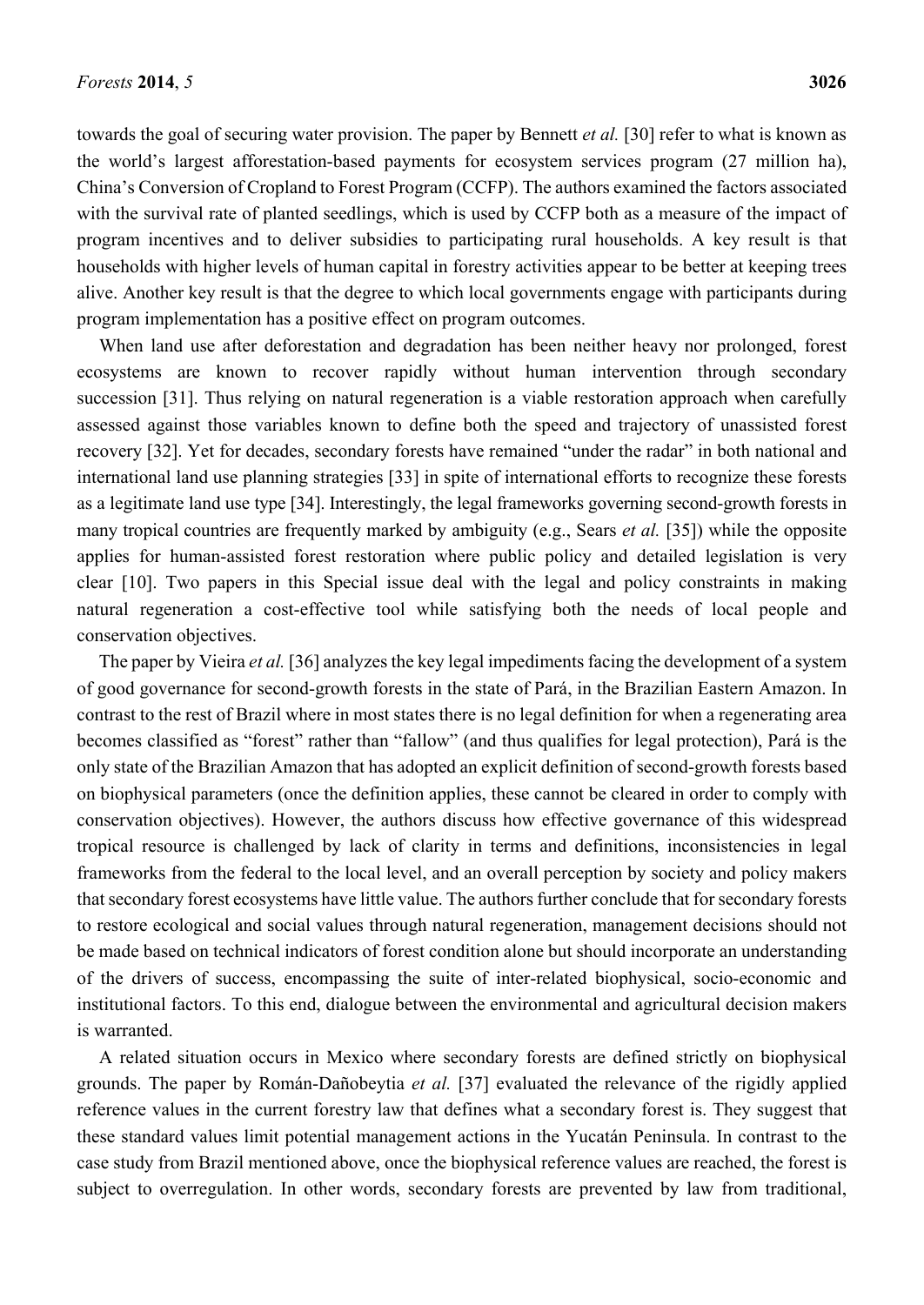towards the goal of securing water provision. The paper by Bennett *et al.* [30] refer to what is known as the world's largest afforestation-based payments for ecosystem services program (27 million ha), China's Conversion of Cropland to Forest Program (CCFP). The authors examined the factors associated with the survival rate of planted seedlings, which is used by CCFP both as a measure of the impact of program incentives and to deliver subsidies to participating rural households. A key result is that households with higher levels of human capital in forestry activities appear to be better at keeping trees alive. Another key result is that the degree to which local governments engage with participants during program implementation has a positive effect on program outcomes.

When land use after deforestation and degradation has been neither heavy nor prolonged, forest ecosystems are known to recover rapidly without human intervention through secondary succession [31]. Thus relying on natural regeneration is a viable restoration approach when carefully assessed against those variables known to define both the speed and trajectory of unassisted forest recovery [32]. Yet for decades, secondary forests have remained "under the radar" in both national and international land use planning strategies [33] in spite of international efforts to recognize these forests as a legitimate land use type [34]. Interestingly, the legal frameworks governing second-growth forests in many tropical countries are frequently marked by ambiguity (e.g., Sears *et al.* [35]) while the opposite applies for human-assisted forest restoration where public policy and detailed legislation is very clear [10]. Two papers in this Special issue deal with the legal and policy constraints in making natural regeneration a cost-effective tool while satisfying both the needs of local people and conservation objectives.

The paper by Vieira *et al.* [36] analyzes the key legal impediments facing the development of a system of good governance for second-growth forests in the state of Pará, in the Brazilian Eastern Amazon. In contrast to the rest of Brazil where in most states there is no legal definition for when a regenerating area becomes classified as "forest" rather than "fallow" (and thus qualifies for legal protection), Pará is the only state of the Brazilian Amazon that has adopted an explicit definition of second-growth forests based on biophysical parameters (once the definition applies, these cannot be cleared in order to comply with conservation objectives). However, the authors discuss how effective governance of this widespread tropical resource is challenged by lack of clarity in terms and definitions, inconsistencies in legal frameworks from the federal to the local level, and an overall perception by society and policy makers that secondary forest ecosystems have little value. The authors further conclude that for secondary forests to restore ecological and social values through natural regeneration, management decisions should not be made based on technical indicators of forest condition alone but should incorporate an understanding of the drivers of success, encompassing the suite of inter-related biophysical, socio-economic and institutional factors. To this end, dialogue between the environmental and agricultural decision makers is warranted.

A related situation occurs in Mexico where secondary forests are defined strictly on biophysical grounds. The paper by Román-Dañobeytia *et al.* [37] evaluated the relevance of the rigidly applied reference values in the current forestry law that defines what a secondary forest is. They suggest that these standard values limit potential management actions in the Yucatán Peninsula. In contrast to the case study from Brazil mentioned above, once the biophysical reference values are reached, the forest is subject to overregulation. In other words, secondary forests are prevented by law from traditional,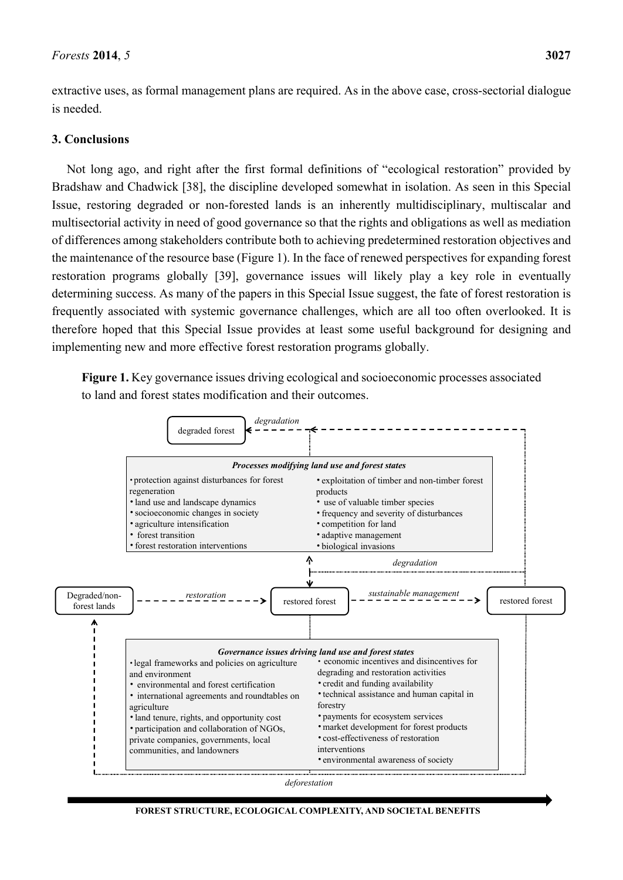extractive uses, as formal management plans are required. As in the above case, cross-sectorial dialogue is needed.

## 3. Conclusions

Not long ago, and right after the first formal definitions of "ecological restoration" provided by Bradshaw and Chadwick [38], the discipline developed somewhat in isolation. As seen in this Special Issue, restoring degraded or non-forested lands is an inherently multidisciplinary, multiscalar and multisectorial activity in need of good governance so that the rights and obligations as well as mediation of differences among stakeholders contribute both to achieving predetermined restoration objectives and the maintenance of the resource base (Figure 1). In the face of renewed perspectives for expanding forest restoration programs globally [39], governance issues will likely play a key role in eventually determining success. As many of the papers in this Special Issue suggest, the fate of forest restoration is frequently associated with systemic governance challenges, which are all too often overlooked. It is therefore hoped that this Special Issue provides at least some useful background for designing and implementing new and more effective forest restoration programs globally.

**Figure 1.** Key governance issues driving ecological and socioeconomic processes associated to land and forest states modification and their outcomes.

degraded forest

*degradation*

***Processes modifying land use and forest states***

- protection against disturbances for forest regeneration
- land use and landscape dynamics
- socioeconomic changes in society
- agriculture intensification
- forest transition
- forest restoration interventions
- exploitation of timber and non-timber forest products
- use of valuable timber species
- frequency and severity of disturbances
- competition for land
- adaptive management
- biological invasions

*degradation*

Degraded/non-forest lands — *restoration* → restored forest — *sustainable management* → restored forest

***Governance issues driving land use and forest states***

- legal frameworks and policies on agriculture and environment
- environmental and forest certification
- international agreements and roundtables on agriculture
- land tenure, rights, and opportunity cost
- participation and collaboration of NGOs, private companies, governments, local communities, and landowners
- economic incentives and disincentives for degrading and restoration activities
- credit and funding availability
- technical assistance and human capital in forestry
- payments for ecosystem services
- market development for forest products
- cost-effectiveness of restoration interventions
- environmental awareness of society

*deforestation*

**FOREST STRUCTURE, ECOLOGICAL COMPLEXITY, AND SOCIETAL BENEFITS**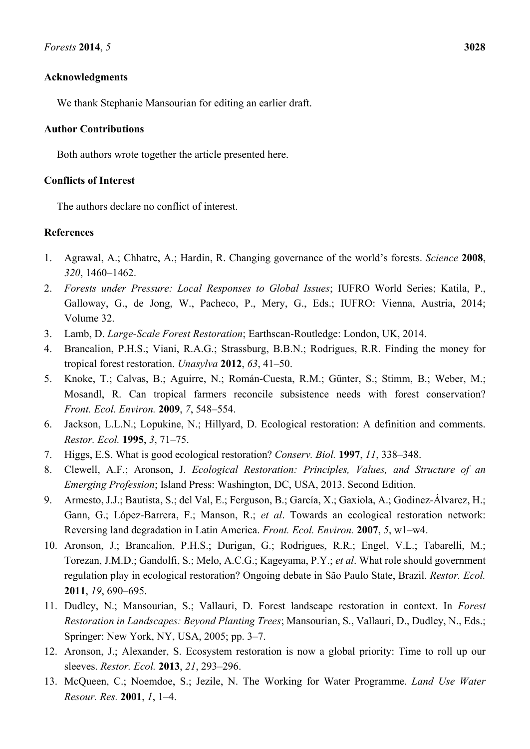## Acknowledgments

We thank Stephanie Mansourian for editing an earlier draft.

## Author Contributions

Both authors wrote together the article presented here.

## Conflicts of Interest

The authors declare no conflict of interest.

## References

1. Agrawal, A.; Chhatre, A.; Hardin, R. Changing governance of the world's forests. *Science* **2008**, *320*, 1460–1462.
2. *Forests under Pressure: Local Responses to Global Issues*; IUFRO World Series; Katila, P., Galloway, G., de Jong, W., Pacheco, P., Mery, G., Eds.; IUFRO: Vienna, Austria, 2014; Volume 32.
3. Lamb, D. *Large-Scale Forest Restoration*; Earthscan-Routledge: London, UK, 2014.
4. Brancalion, P.H.S.; Viani, R.A.G.; Strassburg, B.B.N.; Rodrigues, R.R. Finding the money for tropical forest restoration. *Unasylva* **2012**, *63*, 41–50.
5. Knoke, T.; Calvas, B.; Aguirre, N.; Román-Cuesta, R.M.; Günter, S.; Stimm, B.; Weber, M.; Mosandl, R. Can tropical farmers reconcile subsistence needs with forest conservation? *Front. Ecol. Environ.* **2009**, *7*, 548–554.
6. Jackson, L.L.N.; Lopukine, N.; Hillyard, D. Ecological restoration: A definition and comments. *Restor. Ecol.* **1995**, *3*, 71–75.
7. Higgs, E.S. What is good ecological restoration? *Conserv. Biol.* **1997**, *11*, 338–348.
8. Clewell, A.F.; Aronson, J. *Ecological Restoration: Principles, Values, and Structure of an Emerging Profession*; Island Press: Washington, DC, USA, 2013. Second Edition.
9. Armesto, J.J.; Bautista, S.; del Val, E.; Ferguson, B.; García, X.; Gaxiola, A.; Godinez-Álvarez, H.; Gann, G.; López-Barrera, F.; Manson, R.; *et al*. Towards an ecological restoration network: Reversing land degradation in Latin America. *Front. Ecol. Environ.* **2007**, *5*, w1–w4.
10. Aronson, J.; Brancalion, P.H.S.; Durigan, G.; Rodrigues, R.R.; Engel, V.L.; Tabarelli, M.; Torezan, J.M.D.; Gandolfi, S.; Melo, A.C.G.; Kageyama, P.Y.; *et al*. What role should government regulation play in ecological restoration? Ongoing debate in São Paulo State, Brazil. *Restor. Ecol.* **2011**, *19*, 690–695.
11. Dudley, N.; Mansourian, S.; Vallauri, D. Forest landscape restoration in context. In *Forest Restoration in Landscapes: Beyond Planting Trees*; Mansourian, S., Vallauri, D., Dudley, N., Eds.; Springer: New York, NY, USA, 2005; pp. 3–7.
12. Aronson, J.; Alexander, S. Ecosystem restoration is now a global priority: Time to roll up our sleeves. *Restor. Ecol.* **2013**, *21*, 293–296.
13. McQueen, C.; Noemdoe, S.; Jezile, N. The Working for Water Programme. *Land Use Water Resour. Res.* **2001**, *1*, 1–4.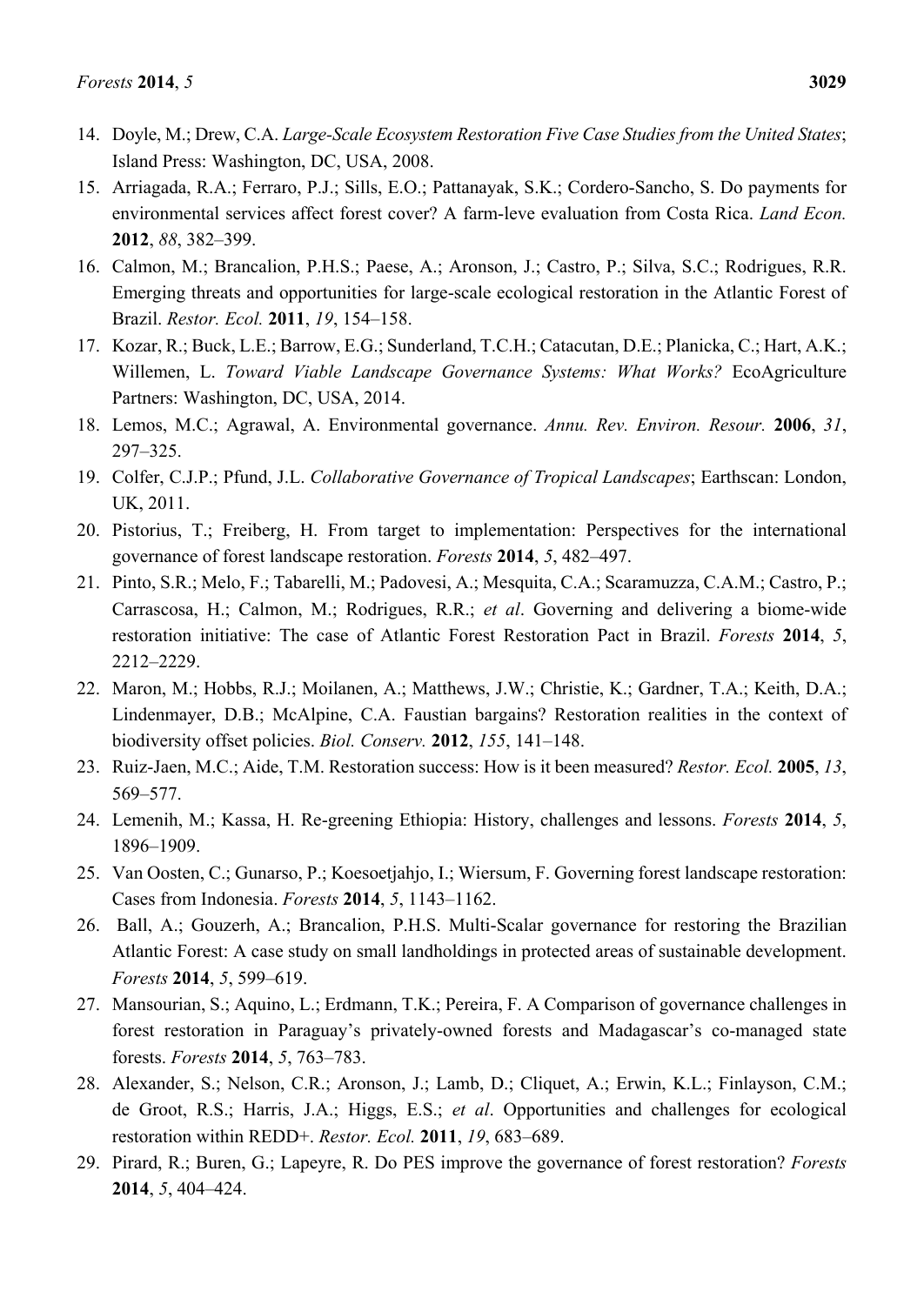14. Doyle, M.; Drew, C.A. *Large-Scale Ecosystem Restoration Five Case Studies from the United States*; Island Press: Washington, DC, USA, 2008.
15. Arriagada, R.A.; Ferraro, P.J.; Sills, E.O.; Pattanayak, S.K.; Cordero-Sancho, S. Do payments for environmental services affect forest cover? A farm-leve evaluation from Costa Rica. *Land Econ.* **2012**, *88*, 382–399.
16. Calmon, M.; Brancalion, P.H.S.; Paese, A.; Aronson, J.; Castro, P.; Silva, S.C.; Rodrigues, R.R. Emerging threats and opportunities for large-scale ecological restoration in the Atlantic Forest of Brazil. *Restor. Ecol.* **2011**, *19*, 154–158.
17. Kozar, R.; Buck, L.E.; Barrow, E.G.; Sunderland, T.C.H.; Catacutan, D.E.; Planicka, C.; Hart, A.K.; Willemen, L. *Toward Viable Landscape Governance Systems: What Works?* EcoAgriculture Partners: Washington, DC, USA, 2014.
18. Lemos, M.C.; Agrawal, A. Environmental governance. *Annu. Rev. Environ. Resour.* **2006**, *31*, 297–325.
19. Colfer, C.J.P.; Pfund, J.L. *Collaborative Governance of Tropical Landscapes*; Earthscan: London, UK, 2011.
20. Pistorius, T.; Freiberg, H. From target to implementation: Perspectives for the international governance of forest landscape restoration. *Forests* **2014**, *5*, 482–497.
21. Pinto, S.R.; Melo, F.; Tabarelli, M.; Padovesi, A.; Mesquita, C.A.; Scaramuzza, C.A.M.; Castro, P.; Carrascosa, H.; Calmon, M.; Rodrigues, R.R.; *et al*. Governing and delivering a biome-wide restoration initiative: The case of Atlantic Forest Restoration Pact in Brazil. *Forests* **2014**, *5*, 2212–2229.
22. Maron, M.; Hobbs, R.J.; Moilanen, A.; Matthews, J.W.; Christie, K.; Gardner, T.A.; Keith, D.A.; Lindenmayer, D.B.; McAlpine, C.A. Faustian bargains? Restoration realities in the context of biodiversity offset policies. *Biol. Conserv.* **2012**, *155*, 141–148.
23. Ruiz-Jaen, M.C.; Aide, T.M. Restoration success: How is it been measured? *Restor. Ecol.* **2005**, *13*, 569–577.
24. Lemenih, M.; Kassa, H. Re-greening Ethiopia: History, challenges and lessons. *Forests* **2014**, *5*, 1896–1909.
25. Van Oosten, C.; Gunarso, P.; Koesoetjahjo, I.; Wiersum, F. Governing forest landscape restoration: Cases from Indonesia. *Forests* **2014**, *5*, 1143–1162.
26. Ball, A.; Gouzerh, A.; Brancalion, P.H.S. Multi-Scalar governance for restoring the Brazilian Atlantic Forest: A case study on small landholdings in protected areas of sustainable development. *Forests* **2014**, *5*, 599–619.
27. Mansourian, S.; Aquino, L.; Erdmann, T.K.; Pereira, F. A Comparison of governance challenges in forest restoration in Paraguay's privately-owned forests and Madagascar's co-managed state forests. *Forests* **2014**, *5*, 763–783.
28. Alexander, S.; Nelson, C.R.; Aronson, J.; Lamb, D.; Cliquet, A.; Erwin, K.L.; Finlayson, C.M.; de Groot, R.S.; Harris, J.A.; Higgs, E.S.; *et al*. Opportunities and challenges for ecological restoration within REDD+. *Restor. Ecol.* **2011**, *19*, 683–689.
29. Pirard, R.; Buren, G.; Lapeyre, R. Do PES improve the governance of forest restoration? *Forests* **2014**, *5*, 404–424.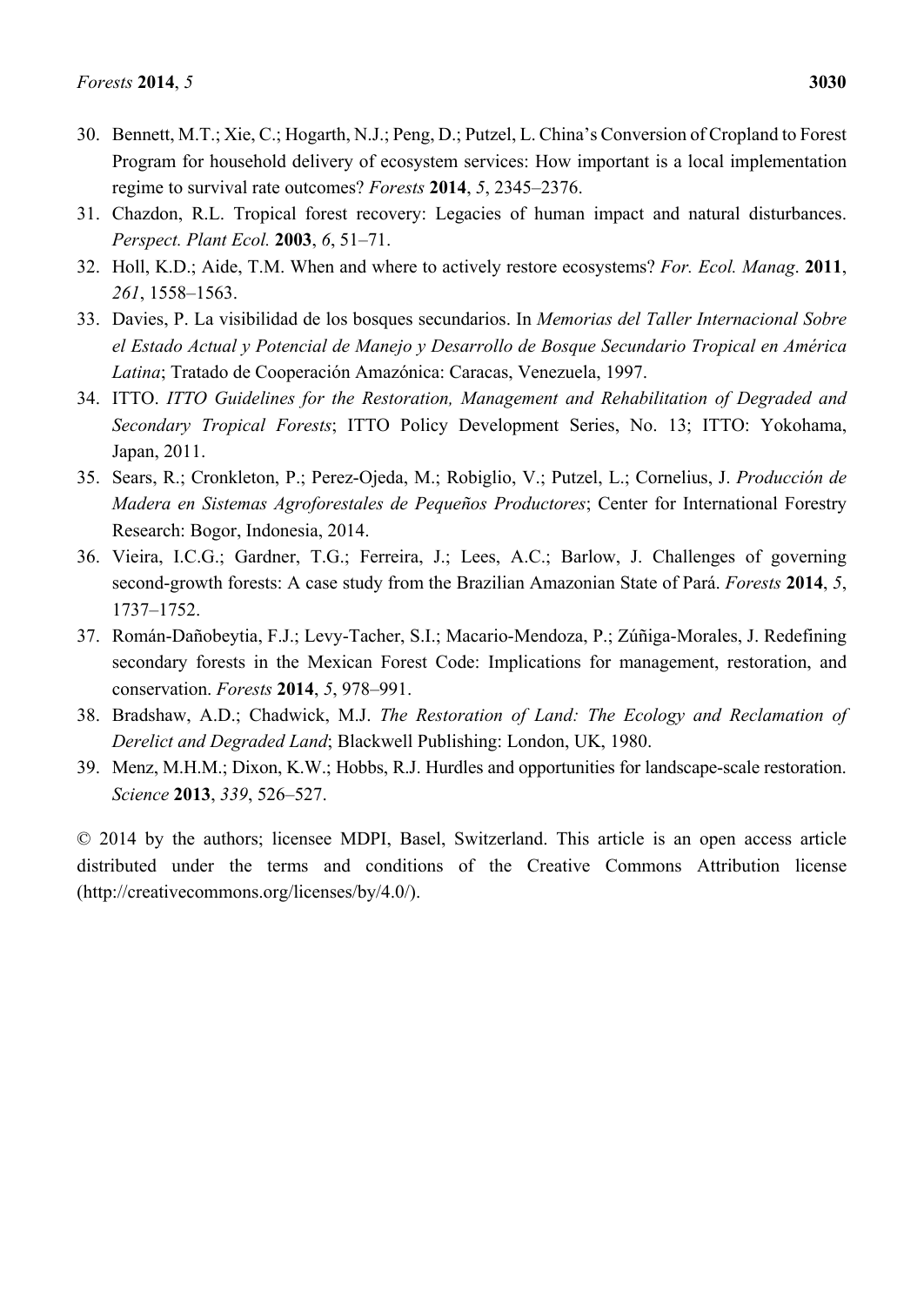30. Bennett, M.T.; Xie, C.; Hogarth, N.J.; Peng, D.; Putzel, L. China's Conversion of Cropland to Forest Program for household delivery of ecosystem services: How important is a local implementation regime to survival rate outcomes? *Forests* **2014**, *5*, 2345–2376.
31. Chazdon, R.L. Tropical forest recovery: Legacies of human impact and natural disturbances. *Perspect. Plant Ecol.* **2003**, *6*, 51–71.
32. Holl, K.D.; Aide, T.M. When and where to actively restore ecosystems? *For. Ecol. Manag*. **2011**, *261*, 1558–1563.
33. Davies, P. La visibilidad de los bosques secundarios. In *Memorias del Taller Internacional Sobre el Estado Actual y Potencial de Manejo y Desarrollo de Bosque Secundario Tropical en América Latina*; Tratado de Cooperación Amazónica: Caracas, Venezuela, 1997.
34. ITTO. *ITTO Guidelines for the Restoration, Management and Rehabilitation of Degraded and Secondary Tropical Forests*; ITTO Policy Development Series, No. 13; ITTO: Yokohama, Japan, 2011.
35. Sears, R.; Cronkleton, P.; Perez-Ojeda, M.; Robiglio, V.; Putzel, L.; Cornelius, J. *Producción de Madera en Sistemas Agroforestales de Pequeños Productores*; Center for International Forestry Research: Bogor, Indonesia, 2014.
36. Vieira, I.C.G.; Gardner, T.G.; Ferreira, J.; Lees, A.C.; Barlow, J. Challenges of governing second-growth forests: A case study from the Brazilian Amazonian State of Pará. *Forests* **2014**, *5*, 1737–1752.
37. Román-Dañobeytia, F.J.; Levy-Tacher, S.I.; Macario-Mendoza, P.; Zúñiga-Morales, J. Redefining secondary forests in the Mexican Forest Code: Implications for management, restoration, and conservation. *Forests* **2014**, *5*, 978–991.
38. Bradshaw, A.D.; Chadwick, M.J. *The Restoration of Land: The Ecology and Reclamation of Derelict and Degraded Land*; Blackwell Publishing: London, UK, 1980.
39. Menz, M.H.M.; Dixon, K.W.; Hobbs, R.J. Hurdles and opportunities for landscape-scale restoration. *Science* **2013**, *339*, 526–527.

© 2014 by the authors; licensee MDPI, Basel, Switzerland. This article is an open access article distributed under the terms and conditions of the Creative Commons Attribution license (http://creativecommons.org/licenses/by/4.0/).